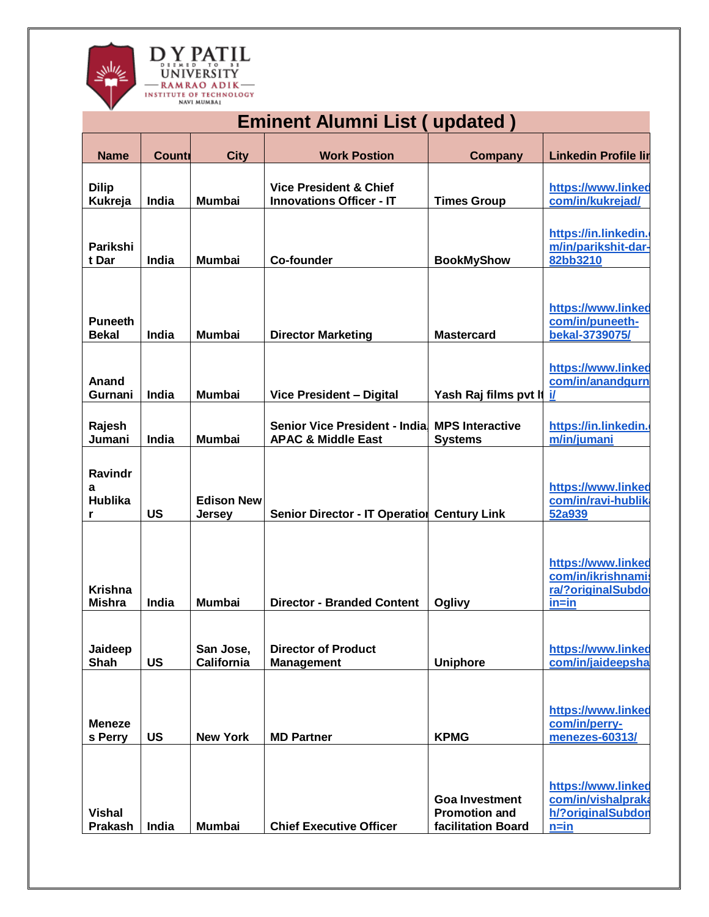D Y PATIL
DEEMED TO BE
UNIVERSITY
RAMRAO ADIK
INSTITUTE OF TECHNOLOGY
NAVI MUMBAI

# Eminent Alumni List ( updated )

| Name | Countr | City | Work Postion | Company | Linkedin Profile lin |
|---|---|---|---|---|---|
| Dilip Kukreja | India | Mumbai | Vice President & Chief Innovations Officer - IT | Times Group | https://www.linked com/in/kukrejad/ |
| Parikshit Dar | India | Mumbai | Co-founder | BookMyShow | https://in.linkedin. m/in/parikshit-dar-82bb3210 |
| Puneeth Bekal | India | Mumbai | Director Marketing | Mastercard | https://www.linked com/in/puneeth-bekal-3739075/ |
| Anand Gurnani | India | Mumbai | Vice President – Digital | Yash Raj films pvt lt | https://www.linked com/in/anandgurn i/ |
| Rajesh Jumani | India | Mumbai | Senior Vice President - India APAC & Middle East | MPS Interactive Systems | https://in.linkedin. m/in/jumani |
| Ravindra Hublikar | US | Edison New Jersey | Senior Director - IT Operatio | Century Link | https://www.linked com/in/ravi-hublik 52a939 |
| Krishna Mishra | India | Mumbai | Director - Branded Content | Oglivy | https://www.linked com/in/ikrishnami ra/?originalSubdo in=in |
| Jaideep Shah | US | San Jose, California | Director of Product Management | Uniphore | https://www.linked com/in/jaideepsha |
| Menezes Perry | US | New York | MD Partner | KPMG | https://www.linked com/in/perry-menezes-60313/ |
| Vishal Prakash | India | Mumbai | Chief Executive Officer | Goa Investment Promotion and facilitation Board | https://www.linked com/in/vishalprak h/?originalSubdon n=in |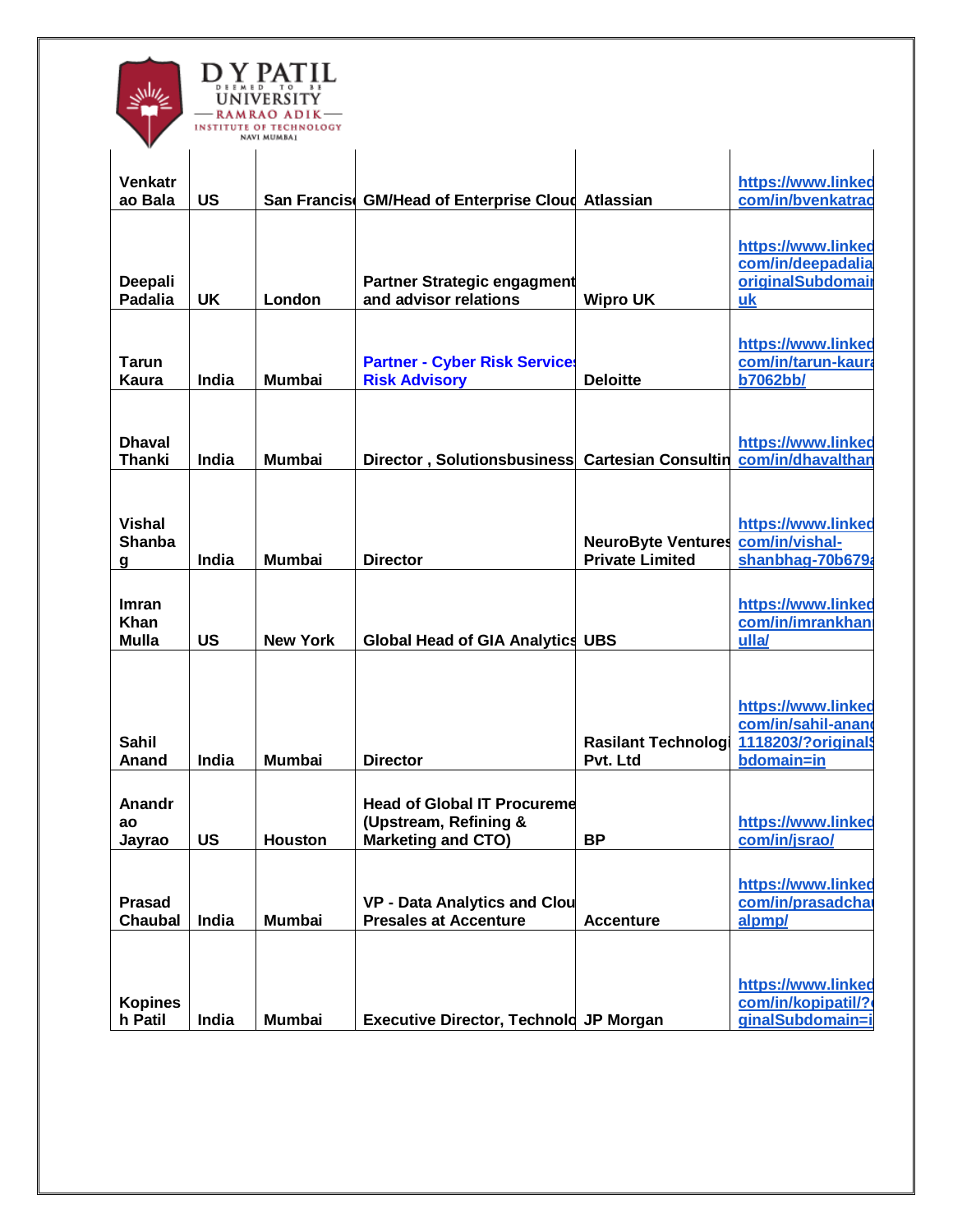| | | | | | |
|---|---|---|---|---|---|
| Venkatrao Bala | US | San Francis | GM/Head of Enterprise Cloud | Atlassian | https://www.linkedcom/in/bvenkatrao |
| Deepali Padalia | UK | London | Partner Strategic engagment and advisor relations | Wipro UK | https://www.linkedcom/in/deepadaliaoriginalSubdomainuk |
| Tarun Kaura | India | Mumbai | Partner - Cyber Risk Service Risk Advisory | Deloitte | https://www.linkedcom/in/tarun-kaurab7062bb/ |
| Dhaval Thanki | India | Mumbai | Director , Solutionsbusiness | Cartesian Consultin | https://www.linkedcom/in/dhavalthan |
| Vishal Shanbag | India | Mumbai | Director | NeuroByte Ventures Private Limited | https://www.linkedcom/in/vishal-shanbhag-70b679a |
| Imran Khan Mulla | US | New York | Global Head of GIA Analytics | UBS | https://www.linkedcom/in/imrankhanmulla/ |
| Sahil Anand | India | Mumbai | Director | Rasilant Technologi Pvt. Ltd | https://www.linkedcom/in/sahil-anand1118203/?originalSubdomain=in |
| Anandrao Jayrao | US | Houston | Head of Global IT Procureme (Upstream, Refining & Marketing and CTO) | BP | https://www.linkedcom/in/jsrao/ |
| Prasad Chaubal | India | Mumbai | VP - Data Analytics and Clou Presales at Accenture | Accenture | https://www.linkedcom/in/prasadchaualpmp/ |
| Kopinesh Patil | India | Mumbai | Executive Director, Technolo | JP Morgan | https://www.linkedcom/in/kopipatil/?ginalSubdomain=i |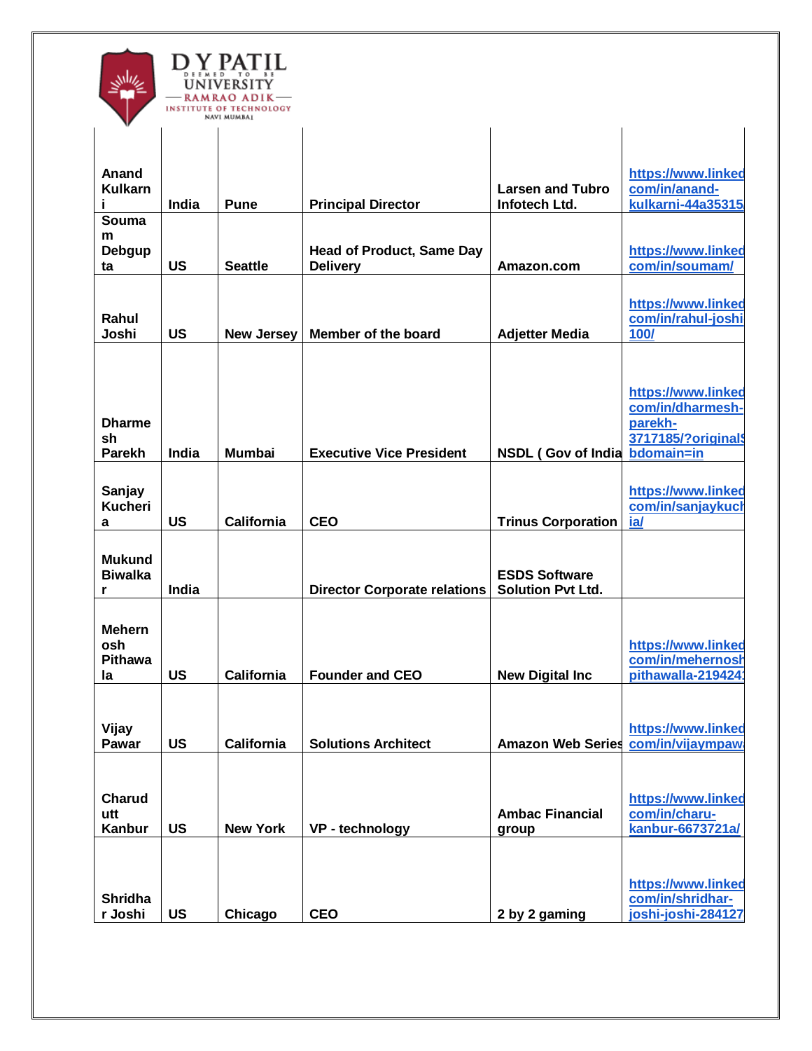| | | | | | |
|---|---|---|---|---|---|
| Anand Kulkarni | India | Pune | Principal Director | Larsen and Tubro Infotech Ltd. | https://www.linked com/in/anand-kulkarni-44a35315/ |
| Soumam Debgupta | US | Seattle | Head of Product, Same Day Delivery | Amazon.com | https://www.linked com/in/soumam/ |
| Rahul Joshi | US | New Jersey | Member of the board | Adjetter Media | https://www.linked com/in/rahul-joshi 100/ |
| Dharmesh Parekh | India | Mumbai | Executive Vice President | NSDL ( Gov of India | https://www.linked com/in/dharmesh-parekh-3717185/?originalS bdomain=in |
| Sanjay Kucheria | US | California | CEO | Trinus Corporation | https://www.linked com/in/sanjaykuch ia/ |
| Mukund Biwalkar | India | | Director Corporate relations | ESDS Software Solution Pvt Ltd. | |
| Mehernosh Pithawala | US | California | Founder and CEO | New Digital Inc | https://www.linked com/in/mehernosh pithawalla-219424 |
| Vijay Pawar | US | California | Solutions Architect | Amazon Web Series | https://www.linked com/in/vijaympaw |
| Charudutt Kanbur | US | New York | VP - technology | Ambac Financial group | https://www.linked com/in/charu-kanbur-6673721a/ |
| Shridhar Joshi | US | Chicago | CEO | 2 by 2 gaming | https://www.linked com/in/shridhar-joshi-joshi-284127 |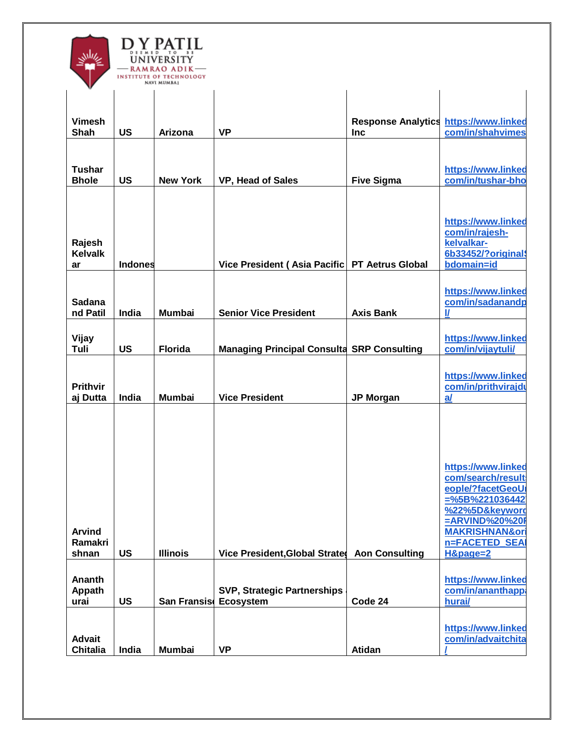| | | | | | |
|---|---|---|---|---|---|
| **Vimesh Shah** | **US** | **Arizona** | **VP** | **Response Analytics Inc** | **https://www.linked com/in/shahvimes** |
| **Tushar Bhole** | **US** | **New York** | **VP, Head of Sales** | **Five Sigma** | **https://www.linked com/in/tushar-bho** |
| **Rajesh Kelvalkar** | **Indones** | | **Vice President ( Asia Pacific** | **PT Aetrus Global** | **https://www.linked com/in/rajesh-kelvalkar-6b33452/?original bdomain=id** |
| **Sadanand Patil** | **India** | **Mumbai** | **Senior Vice President** | **Axis Bank** | **https://www.linked com/in/sadanandp l/** |
| **Vijay Tuli** | **US** | **Florida** | **Managing Principal Consulta** | **SRP Consulting** | **https://www.linked com/in/vijaytuli/** |
| **Prithviraj Dutta** | **India** | **Mumbai** | **Vice President** | **JP Morgan** | **https://www.linked com/in/prithvirajdu a/** |
| **Arvind Ramakrishnan** | **US** | **Illinois** | **Vice President,Global Strate** | **Aon Consulting** | **https://www.linked com/search/result eople/?facetGeoU =%5B%221036442 %22%5D&keyword =ARVIND%20%20R MAKRISHNAN&ori n=FACETED_SEA H&page=2** |
| **Ananth Appathurai** | **US** | **San Fransis** | **SVP, Strategic Partnerships Ecosystem** | **Code 24** | **https://www.linked com/in/ananthapp hurai/** |
| **Advait Chitalia** | **India** | **Mumbai** | **VP** | **Atidan** | **https://www.linked com/in/advaitchita /** |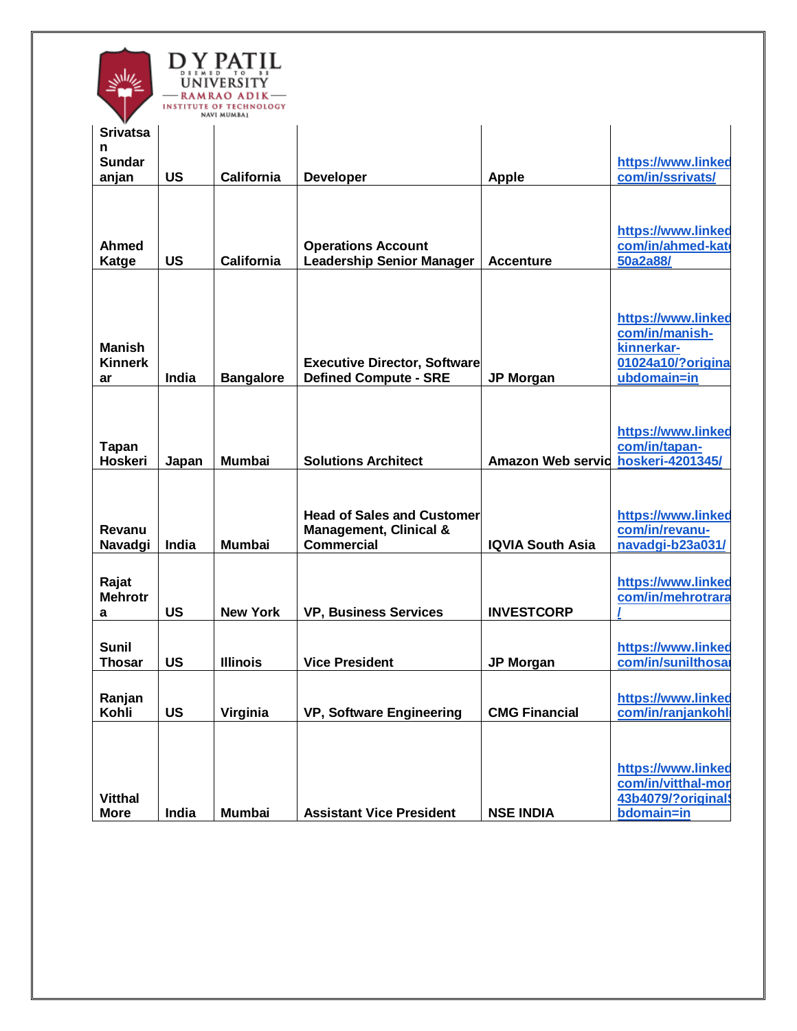| Srivatsan Sundaranjan | US | California | Developer | Apple | https://www.linkedcom/in/ssrivats/ |
|---|---|---|---|---|---|
| Ahmed Katge | US | California | Operations Account Leadership Senior Manager | Accenture | https://www.linkedcom/in/ahmed-kat50a2a88/ |
| Manish Kinnerkar | India | Bangalore | Executive Director, Software Defined Compute - SRE | JP Morgan | https://www.linkedcom/in/manish-kinnerkar-01024a10/?originaubdomain=in |
| Tapan Hoskeri | Japan | Mumbai | Solutions Architect | Amazon Web servic | https://www.linkedcom/in/tapan-hoskeri-4201345/ |
| Revanu Navadgi | India | Mumbai | Head of Sales and Customer Management, Clinical & Commercial | IQVIA South Asia | https://www.linkedcom/in/revanu-navadgi-b23a031/ |
| Rajat Mehrotra | US | New York | VP, Business Services | INVESTCORP | https://www.linkedcom/in/mehrotrara/ |
| Sunil Thosar | US | Illinois | Vice President | JP Morgan | https://www.linkedcom/in/sunilthosa |
| Ranjan Kohli | US | Virginia | VP, Software Engineering | CMG Financial | https://www.linkedcom/in/ranjankohli |
| Vitthal More | India | Mumbai | Assistant Vice President | NSE INDIA | https://www.linkedcom/in/vitthal-mor43b4079/?originalSbdomain=in |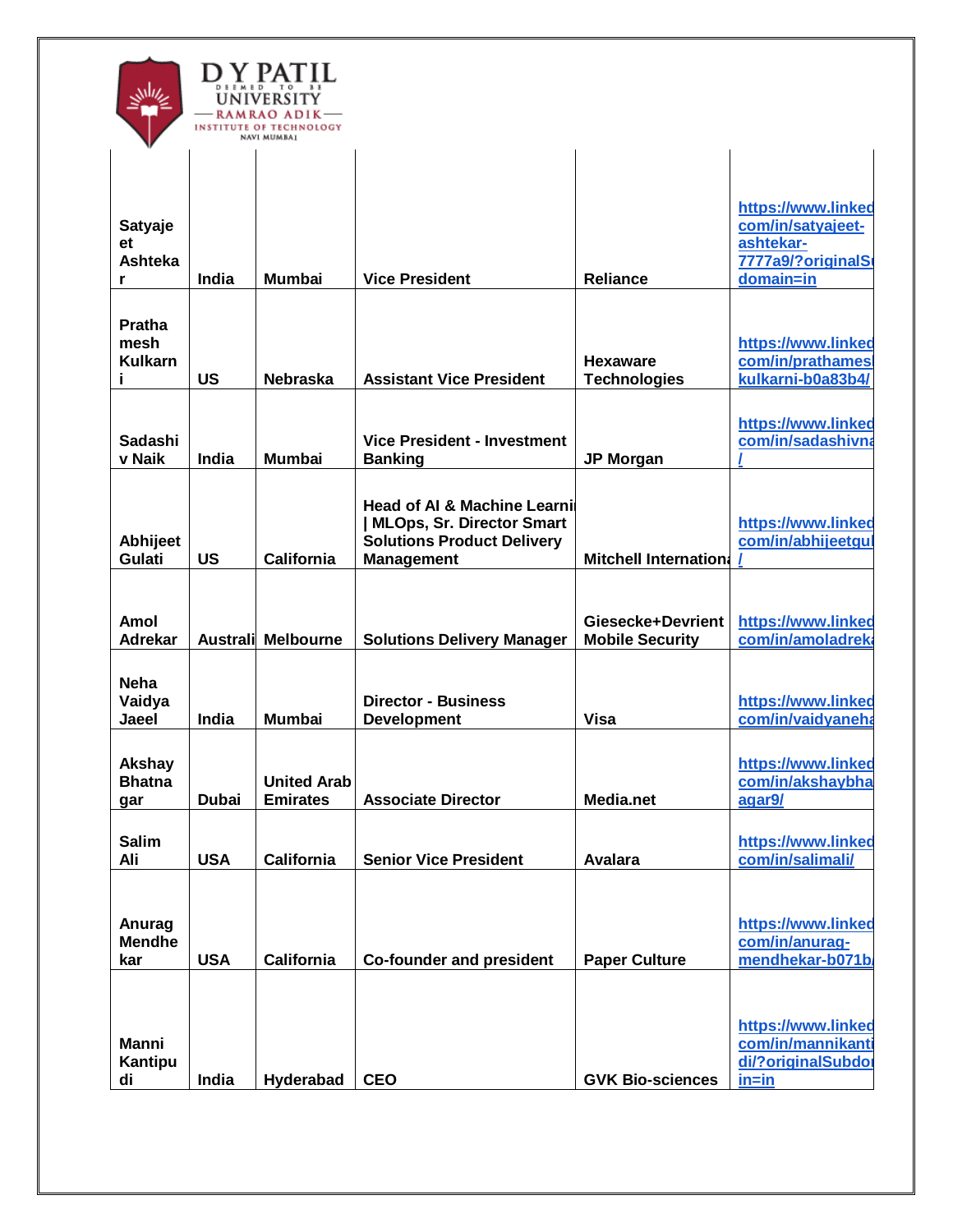| | | | | | |
|---|---|---|---|---|---|
| Satyajeet Ashtekar | India | Mumbai | Vice President | Reliance | https://www.linkedin.com/in/satyajeet-ashtekar-7777a9/?originalSubdomain=in |
| Prathamesh Kulkarni | US | Nebraska | Assistant Vice President | Hexaware Technologies | https://www.linkedin.com/in/prathamesh-kulkarni-b0a83b4/ |
| Sadashiv Naik | India | Mumbai | Vice President - Investment Banking | JP Morgan | https://www.linkedin.com/in/sadashivna / |
| Abhijeet Gulati | US | California | Head of AI & Machine Learning \| MLOps, Sr. Director Smart Solutions Product Delivery Management | Mitchell International | https://www.linkedin.com/in/abhijeetgul / |
| Amol Adrekar | Australia | Melbourne | Solutions Delivery Manager | Giesecke+Devrient Mobile Security | https://www.linkedin.com/in/amoladreka |
| Neha Vaidya Jaeel | India | Mumbai | Director - Business Development | Visa | https://www.linkedin.com/in/vaidyaneha |
| Akshay Bhatnagar | Dubai | United Arab Emirates | Associate Director | Media.net | https://www.linkedin.com/in/akshaybhatnagar9/ |
| Salim Ali | USA | California | Senior Vice President | Avalara | https://www.linkedin.com/in/salimali/ |
| Anurag Mendhekar | USA | California | Co-founder and president | Paper Culture | https://www.linkedin.com/in/anurag-mendhekar-b071b |
| Manni Kantipudi | India | Hyderabad | CEO | GVK Bio-sciences | https://www.linkedin.com/in/mannikantipudi/?originalSubdomain=in |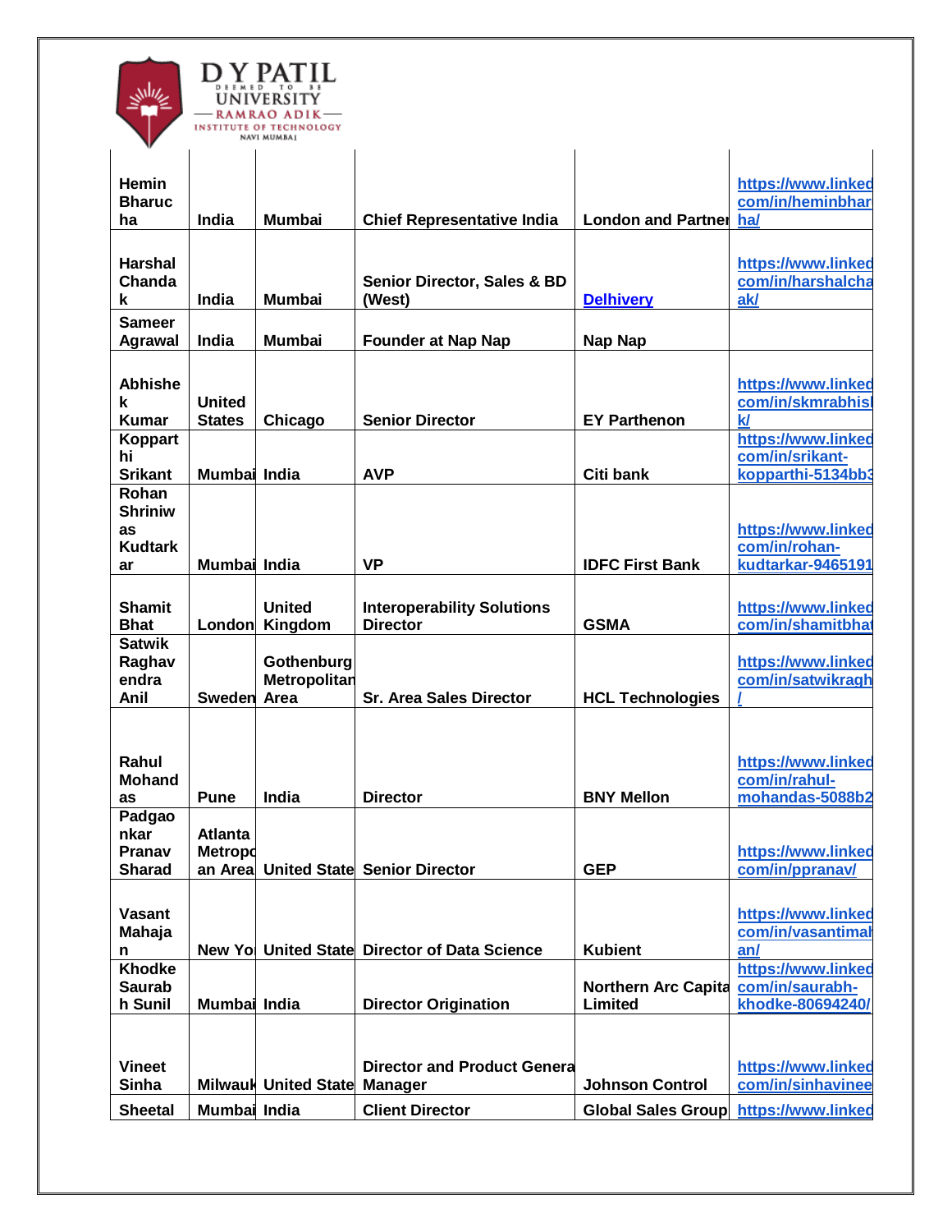| | | | | | |
|---|---|---|---|---|---|
| Hemin Bharucha | India | Mumbai | Chief Representative India | London and Partner | https://www.linked com/in/heminbharuha/ |
| Harshal Chandak | India | Mumbai | Senior Director, Sales & BD (West) | Delhivery | https://www.linked com/in/harshalchaak/ |
| Sameer Agrawal | India | Mumbai | Founder at Nap Nap | Nap Nap | |
| Abhishek Kumar | United States | Chicago | Senior Director | EY Parthenon | https://www.linked com/in/skmrabhisk/ |
| Koppart hi Srikant | Mumbai | India | AVP | Citi bank | https://www.linked com/in/srikant-kopparthi-5134bb3 |
| Rohan Shriniwas Kudtarkar | Mumbai | India | VP | IDFC First Bank | https://www.linked com/in/rohan-kudtarkar-9465191 |
| Shamit Bhat | London | United Kingdom | Interoperability Solutions Director | GSMA | https://www.linked com/in/shamitbhat |
| Satwik Raghavendra Anil | Sweden | Gothenburg Metropolitan Area | Sr. Area Sales Director | HCL Technologies | https://www.linked com/in/satwikragh/ |
| Rahul Mohandas | Pune | India | Director | BNY Mellon | https://www.linked com/in/rahul-mohandas-5088b2 |
| Padgaonkar Pranav Sharad | Atlanta Metropolitan Area | United State | Senior Director | GEP | https://www.linked com/in/ppranav/ |
| Vasant Mahajan | New Yo | United State | Director of Data Science | Kubient | https://www.linked com/in/vasantimahan/ |
| Khodke Saurabh Sunil | Mumbai | India | Director Origination | Northern Arc Capita Limited | https://www.linked com/in/saurabh-khodke-80694240/ |
| Vineet Sinha | Milwauk | United State | Director and Product Genera Manager | Johnson Control | https://www.linked com/in/sinhavinee |
| Sheetal | Mumbai | India | Client Director | Global Sales Group | https://www.linked |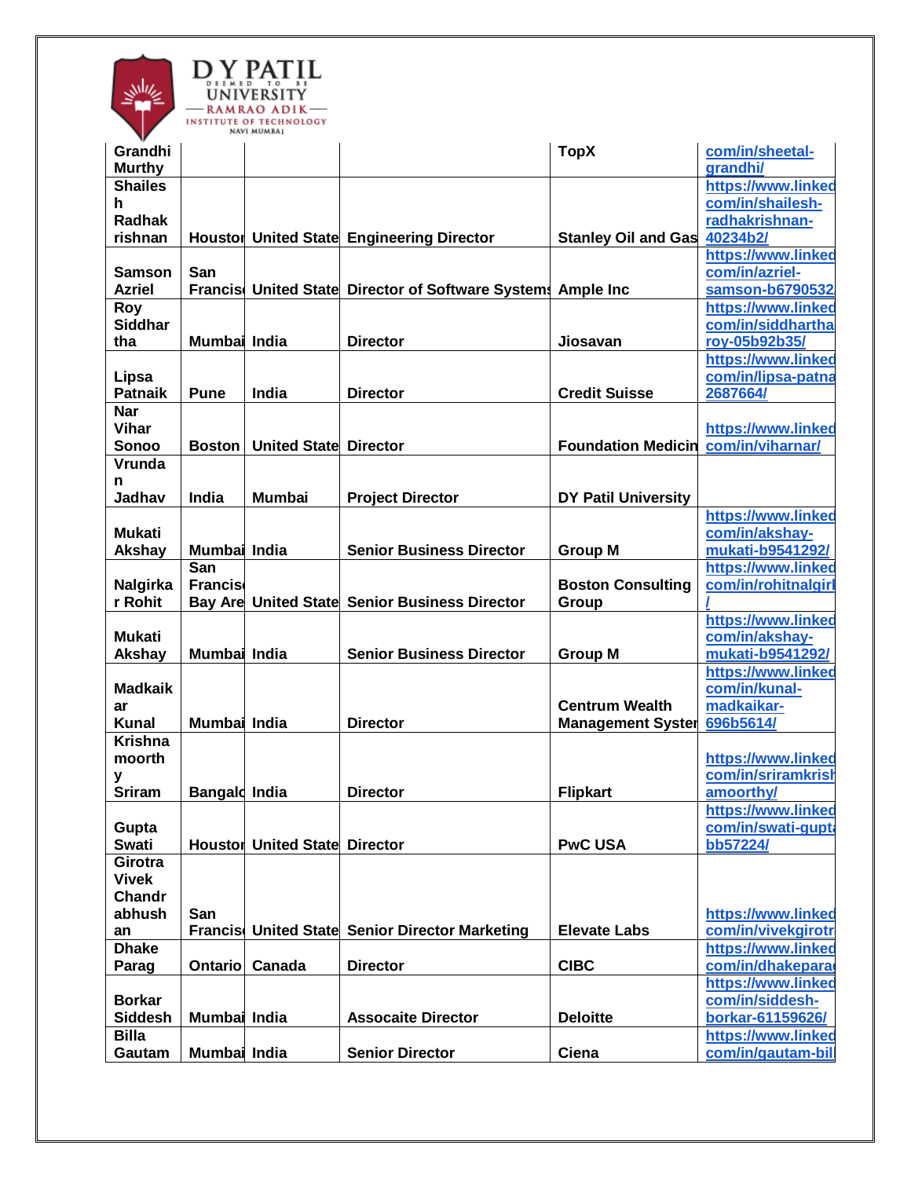| | | | | | |
|---|---|---|---|---|---|
| Grandhi Murthy | | | | TopX | com/in/sheetal-grandhi/ |
| Shailesh Radhakrishnan | Houstor | United State | Engineering Director | Stanley Oil and Gas | https://www.linked com/in/shailesh-radhakrishnan-40234b2/ |
| Samson Azriel | San Francis | United State | Director of Software Systems | Ample Inc | https://www.linked com/in/azriel-samson-b6790532 |
| Roy Siddhartha | Mumbai | India | Director | Jiosavan | https://www.linked com/in/siddhartha roy-05b92b35/ |
| Lipsa Patnaik | Pune | India | Director | Credit Suisse | https://www.linked com/in/lipsa-patna 2687664/ |
| Nar Vihar Sonoo | Boston | United State | Director | Foundation Medicin | https://www.linked com/in/viharnar/ |
| Vrundan Jadhav | India | Mumbai | Project Director | DY Patil University | |
| Mukati Akshay | Mumbai | India | Senior Business Director | Group M | https://www.linked com/in/akshay-mukati-b9541292/ |
| Nalgirkar Rohit | San Francis Bay Are | United State | Senior Business Director | Boston Consulting Group | https://www.linked com/in/rohitnalgirl / |
| Mukati Akshay | Mumbai | India | Senior Business Director | Group M | https://www.linked com/in/akshay-mukati-b9541292/ |
| Madkaikar Kunal | Mumbai | India | Director | Centrum Wealth Management Syster | https://www.linked com/in/kunal-madkaikar-696b5614/ |
| Krishnamoorthy Sriram | Bangalc | India | Director | Flipkart | https://www.linked com/in/sriramkrisł amoorthy/ |
| Gupta Swati | Houstor | United State | Director | PwC USA | https://www.linked com/in/swati-gupta bb57224/ |
| Girotra Vivek Chandrabhushan | San Francis | United State | Senior Director Marketing | Elevate Labs | https://www.linked com/in/vivekgirotr |
| Dhake Parag | Ontario | Canada | Director | CIBC | https://www.linked com/in/dhakeparac |
| Borkar Siddesh | Mumbai | India | Assocaite Director | Deloitte | https://www.linked com/in/siddesh-borkar-61159626/ |
| Billa Gautam | Mumbai | India | Senior Director | Ciena | https://www.linked com/in/gautam-bil |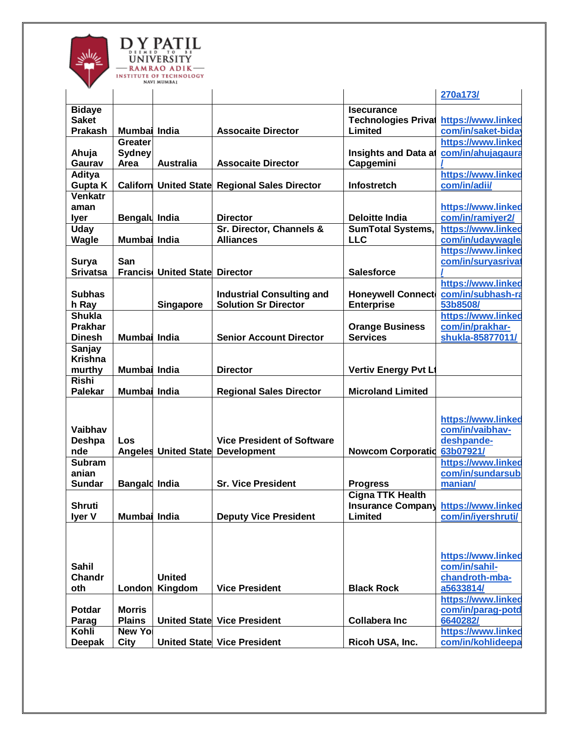| | | | | | |
|---|---|---|---|---|---|
| | | | | | 270a173/ |
| Bidaye Saket Prakash | Mumbai | India | Assocaite Director | Isecurance Technologies Privat Limited | https://www.linked com/in/saket-biday |
| Ahuja Gaurav | Greater Sydney Area | Australia | Assocaite Director | Insights and Data at Capgemini | https://www.linked com/in/ahujagaura / |
| Aditya Gupta K | Californ | United State | Regional Sales Director | Infostretch | https://www.linked com/in/adii/ |
| Venkatraman Iyer | Bengalu | India | Director | Deloitte India | https://www.linked com/in/ramiyer2/ |
| Uday Wagle | Mumbai | India | Sr. Director, Channels & Alliances | SumTotal Systems, LLC | https://www.linked com/in/udaywagle |
| Surya Srivatsa | San Francis | United State | Director | Salesforce | https://www.linked com/in/suryasrivat / |
| Subhash Ray | | Singapore | Industrial Consulting and Solution Sr Director | Honeywell Connect Enterprise | https://www.linked com/in/subhash-ra 53b8508/ |
| Shukla Prakhar Dinesh | Mumbai | India | Senior Account Director | Orange Business Services | https://www.linked com/in/prakhar-shukla-85877011/ |
| Sanjay Krishnamurthy | Mumbai | India | Director | Vertiv Energy Pvt Lt | |
| Rishi Palekar | Mumbai | India | Regional Sales Director | Microland Limited | |
| Vaibhav Deshpande | Los Angeles | United State | Vice President of Software Development | Nowcom Corporatio | https://www.linked com/in/vaibhav-deshpande-63b07921/ |
| Subramanian Sundar | Bangalo | India | Sr. Vice President | Progress | https://www.linked com/in/sundarsub manian/ |
| Shruti Iyer V | Mumbai | India | Deputy Vice President | Cigna TTK Health Insurance Company Limited | https://www.linked com/in/iyershruti/ |
| Sahil Chandroth | London | United Kingdom | Vice President | Black Rock | https://www.linked com/in/sahil-chandroth-mba-a5633814/ |
| Potdar Parag | Morris Plains | United State | Vice President | Collabera Inc | https://www.linked com/in/parag-potd 6640282/ |
| Kohli Deepak | New Yo City | United State | Vice President | Ricoh USA, Inc. | https://www.linked com/in/kohlideepa |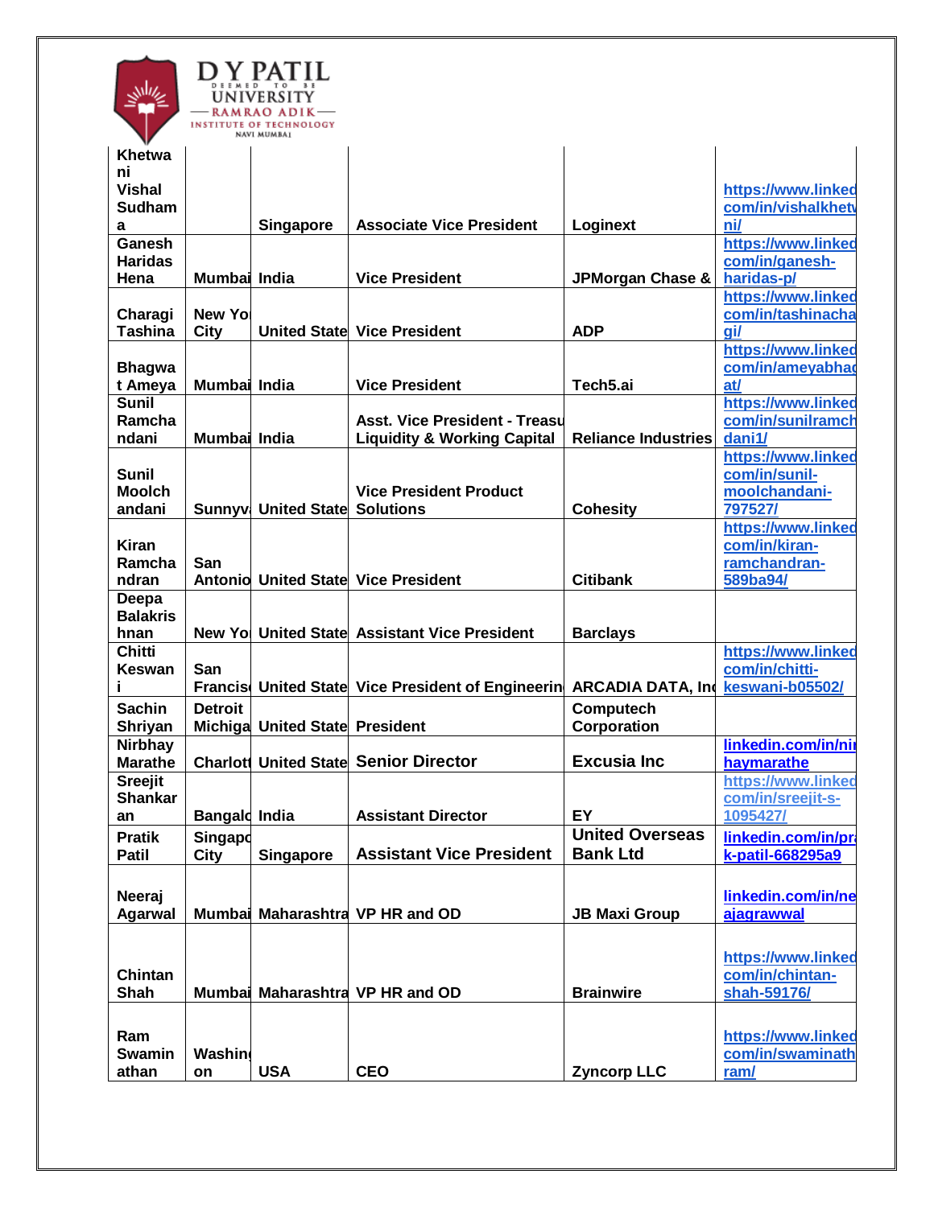| Khetwani Vishal Sudhama | | Singapore | Associate Vice President | Loginext | https://www.linkedin.com/in/vishalkhetwani/ |
|---|---|---|---|---|---|
| Ganesh Haridas Hena | Mumbai | India | Vice President | JPMorgan Chase & | https://www.linkedin.com/in/ganesh-haridas-p/ |
| Charagi Tashina | New York City | United State | Vice President | ADP | https://www.linkedin.com/in/tashinachagi/ |
| Bhagwat Ameya | Mumbai | India | Vice President | Tech5.ai | https://www.linkedin.com/in/ameyabhagat/ |
| Sunil Ramchandani | Mumbai | India | Asst. Vice President - Treasu Liquidity & Working Capital | Reliance Industries | https://www.linkedin.com/in/sunilramchdani1/ |
| Sunil Moolchandani | Sunnyv | United State | Vice President Product Solutions | Cohesity | https://www.linkedin.com/in/sunil-moolchandani-797527/ |
| Kiran Ramchandran | San Antonio | United State | Vice President | Citibank | https://www.linkedin.com/in/kiran-ramchandran-589ba94/ |
| Deepa Balakrishnan | New Yo | United State | Assistant Vice President | Barclays | |
| Chitti Keswani | San Francis | United State | Vice President of Engineerin | ARCADIA DATA, Inc | https://www.linkedin.com/in/chitti-keswani-b05502/ |
| Sachin Shriyan | Detroit Michiga | United State | President | Computech Corporation | |
| Nirbhay Marathe | Charlott | United State | Senior Director | Excusia Inc | linkedin.com/in/nirbhaymarathe |
| Sreejit Shankaran | Bangalo | India | Assistant Director | EY | https://www.linkedin.com/in/sreejit-s-1095427/ |
| Pratik Patil | Singapo City | Singapore | Assistant Vice President | United Overseas Bank Ltd | linkedin.com/in/prak-patil-668295a9 |
| Neeraj Agarwal | Mumbai | Maharashtra | VP HR and OD | JB Maxi Group | linkedin.com/in/neajagrawwal |
| Chintan Shah | Mumbai | Maharashtra | VP HR and OD | Brainwire | https://www.linkedin.com/in/chintan-shah-59176/ |
| Ram Swaminathan | Washington | USA | CEO | Zyncorp LLC | https://www.linkedin.com/in/swaminathram/ |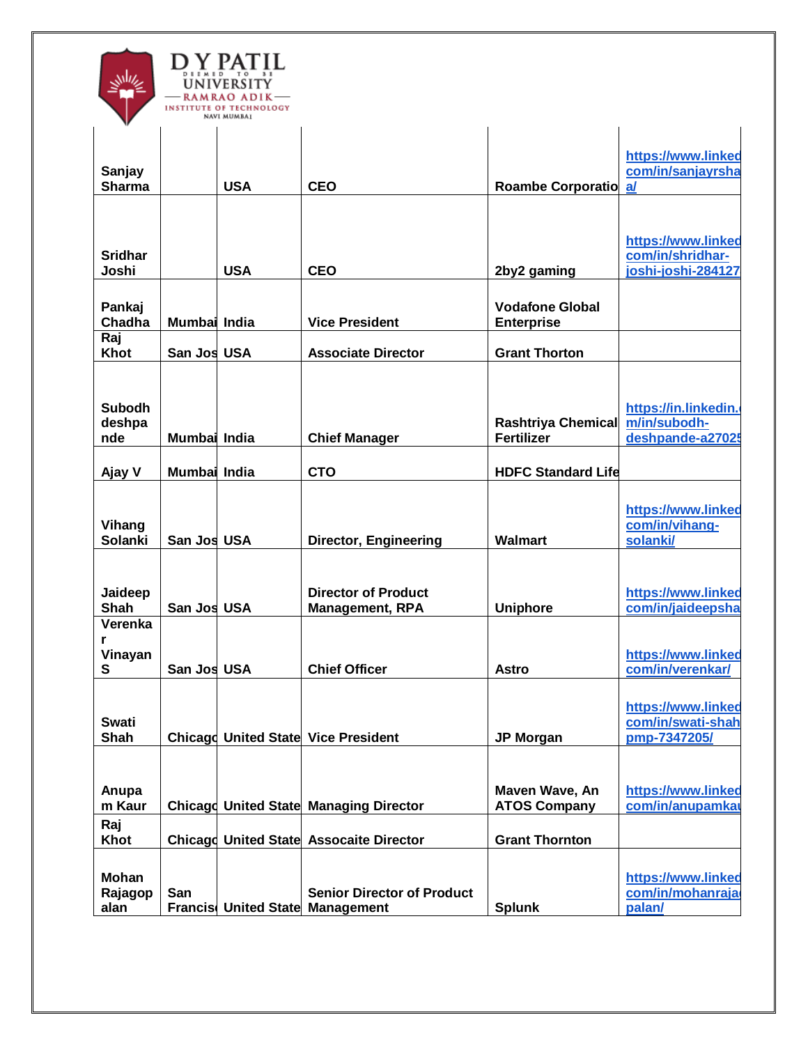| | | | | | |
|---|---|---|---|---|---|
| Sanjay Sharma | | USA | CEO | Roambe Corporatio | https://www.linked com/in/sanjayrsha a/ |
| Sridhar Joshi | | USA | CEO | 2by2 gaming | https://www.linked com/in/shridhar-joshi-joshi-284127 |
| Pankaj Chadha | Mumbai | India | Vice President | Vodafone Global Enterprise | |
| Raj Khot | San Jos | USA | Associate Director | Grant Thorton | |
| Subodh deshpande | Mumbai | India | Chief Manager | Rashtriya Chemical Fertilizer | https://in.linkedin. m/in/subodh-deshpande-a27025 |
| Ajay V | Mumbai | India | CTO | HDFC Standard Life | |
| Vihang Solanki | San Jos | USA | Director, Engineering | Walmart | https://www.linked com/in/vihang-solanki/ |
| Jaideep Shah | San Jos | USA | Director of Product Management, RPA | Uniphore | https://www.linked com/in/jaideepsha |
| Verenkar Vinayan S | San Jos | USA | Chief Officer | Astro | https://www.linked com/in/verenkar/ |
| Swati Shah | Chicago | United State | Vice President | JP Morgan | https://www.linked com/in/swati-shah pmp-7347205/ |
| Anupam Kaur | Chicago | United State | Managing Director | Maven Wave, An ATOS Company | https://www.linked com/in/anupamkau |
| Raj Khot | Chicago | United State | Assocaite Director | Grant Thornton | |
| Mohan Rajagopalan | San Francis | United State | Senior Director of Product Management | Splunk | https://www.linked com/in/mohanraja palan/ |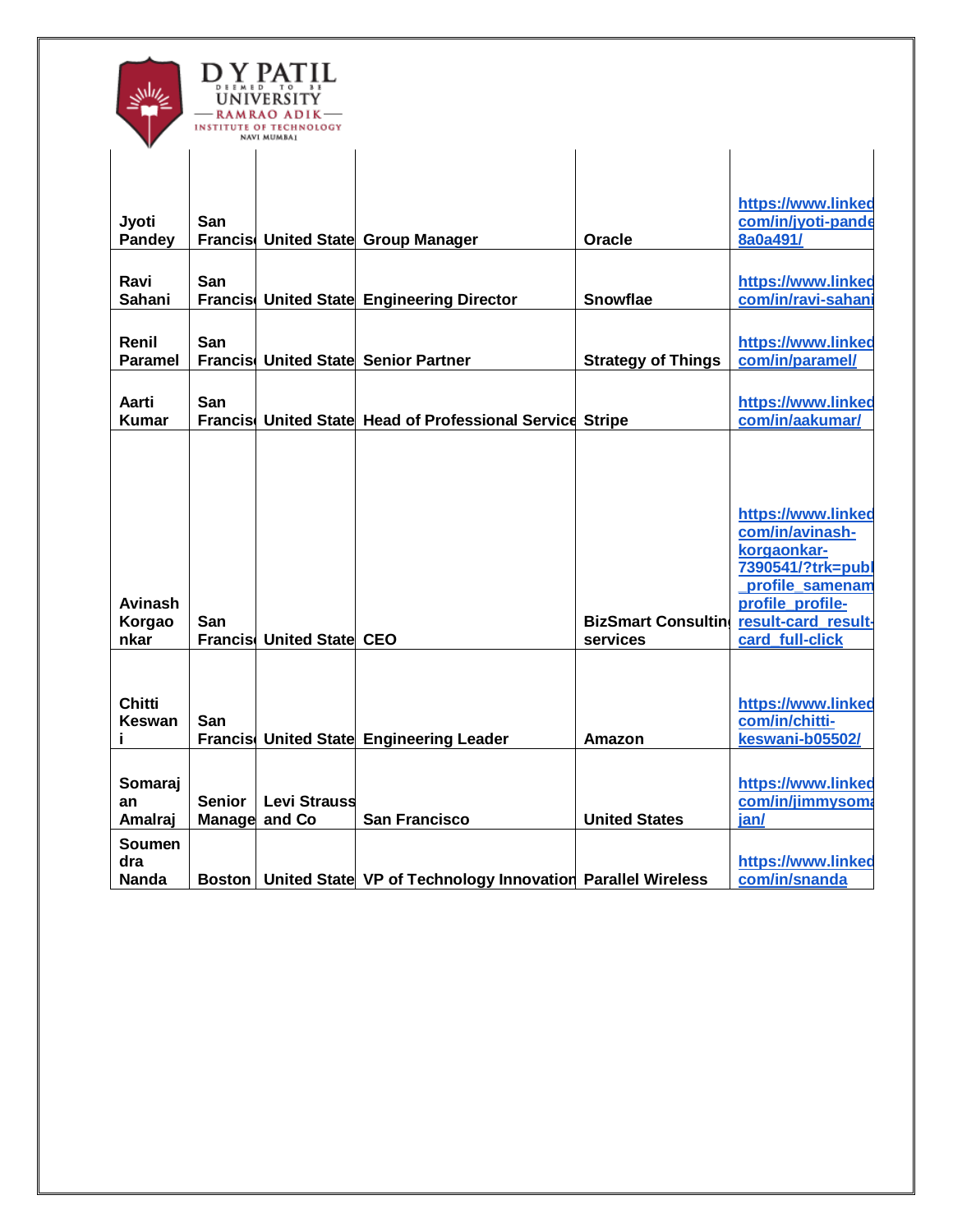| | | | | | |
|---|---|---|---|---|---|
| Jyoti Pandey | San Francis | United State | Group Manager | Oracle | https://www.linked com/in/jyoti-pande 8a0a491/ |
| Ravi Sahani | San Francis | United State | Engineering Director | Snowflae | https://www.linked com/in/ravi-sahani |
| Renil Paramel | San Francis | United State | Senior Partner | Strategy of Things | https://www.linked com/in/paramel/ |
| Aarti Kumar | San Francis | United State | Head of Professional Service | Stripe | https://www.linked com/in/aakumar/ |
| Avinash Korgaonkar | San Francis | United State | CEO | BizSmart Consultin services | https://www.linked com/in/avinash-korgaonkar-7390541/?trk=publ_profile_samenam profile_profile-result-card_result-card_full-click |
| Chitti Keswani | San Francis | United State | Engineering Leader | Amazon | https://www.linked com/in/chitti-keswani-b05502/ |
| Somarajan Amalraj | Senior Manage | Levi Strauss and Co | San Francisco | United States | https://www.linked com/in/jimmysoma jan/ |
| Soumendra Nanda | Boston | United State | VP of Technology Innovation | Parallel Wireless | https://www.linked com/in/snanda |